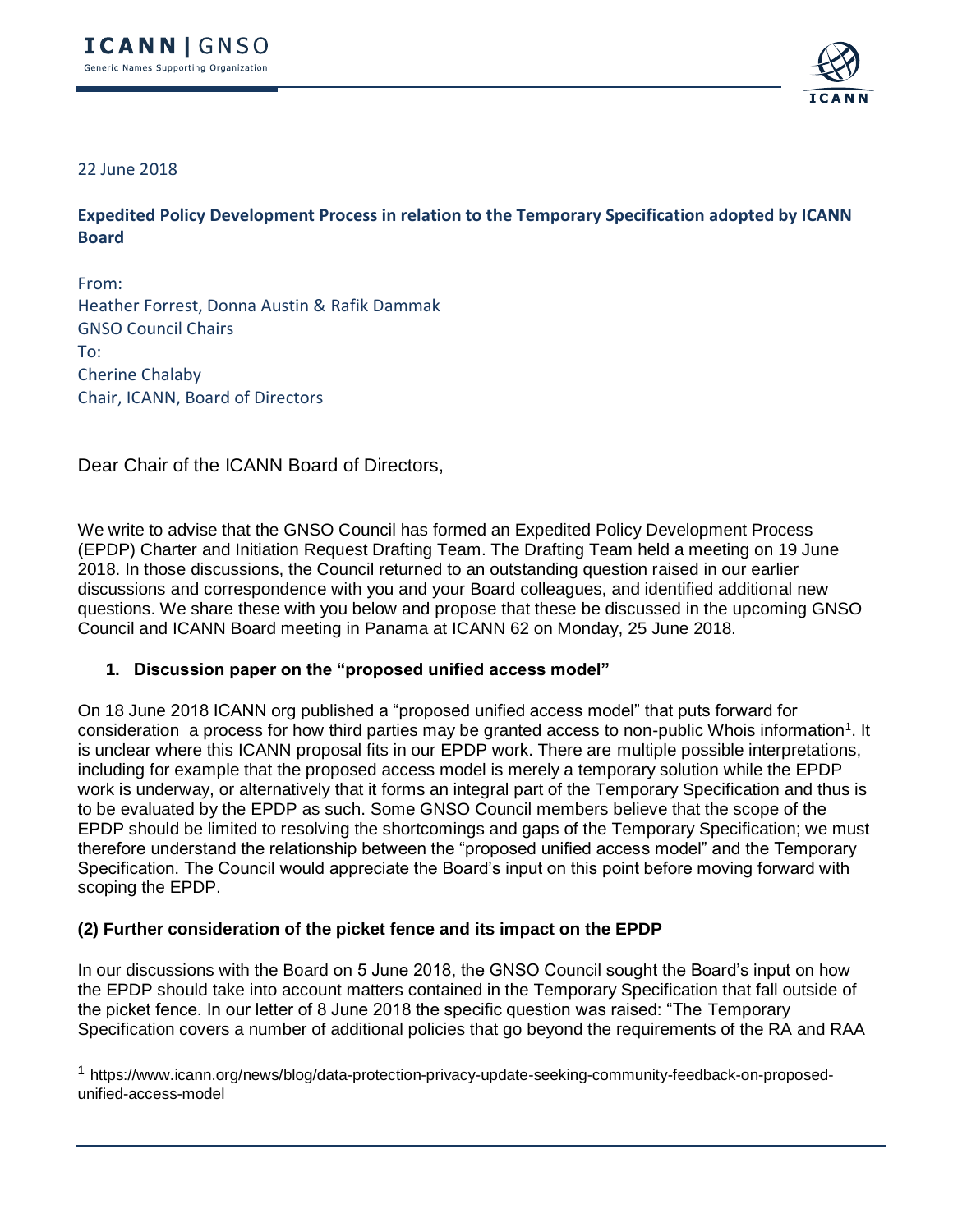22 June 2018

**Expedited Policy Development Process in relation to the Temporary Specification adopted by ICANN Board**

From:
Heather Forrest, Donna Austin & Rafik Dammak
GNSO Council Chairs
To:
Cherine Chalaby
Chair, ICANN, Board of Directors

Dear Chair of the ICANN Board of Directors,

We write to advise that the GNSO Council has formed an Expedited Policy Development Process (EPDP) Charter and Initiation Request Drafting Team. The Drafting Team held a meeting on 19 June 2018. In those discussions, the Council returned to an outstanding question raised in our earlier discussions and correspondence with you and your Board colleagues, and identified additional new questions. We share these with you below and propose that these be discussed in the upcoming GNSO Council and ICANN Board meeting in Panama at ICANN 62 on Monday, 25 June 2018.

**1. Discussion paper on the "proposed unified access model"**

On 18 June 2018 ICANN org published a "proposed unified access model" that puts forward for consideration a process for how third parties may be granted access to non-public Whois information[1]. It is unclear where this ICANN proposal fits in our EPDP work. There are multiple possible interpretations, including for example that the proposed access model is merely a temporary solution while the EPDP work is underway, or alternatively that it forms an integral part of the Temporary Specification and thus is to be evaluated by the EPDP as such. Some GNSO Council members believe that the scope of the EPDP should be limited to resolving the shortcomings and gaps of the Temporary Specification; we must therefore understand the relationship between the "proposed unified access model" and the Temporary Specification. The Council would appreciate the Board's input on this point before moving forward with scoping the EPDP.

**(2) Further consideration of the picket fence and its impact on the EPDP**

In our discussions with the Board on 5 June 2018, the GNSO Council sought the Board's input on how the EPDP should take into account matters contained in the Temporary Specification that fall outside of the picket fence. In our letter of 8 June 2018 the specific question was raised: "The Temporary Specification covers a number of additional policies that go beyond the requirements of the RA and RAA

[1] https://www.icann.org/news/blog/data-protection-privacy-update-seeking-community-feedback-on-proposed-unified-access-model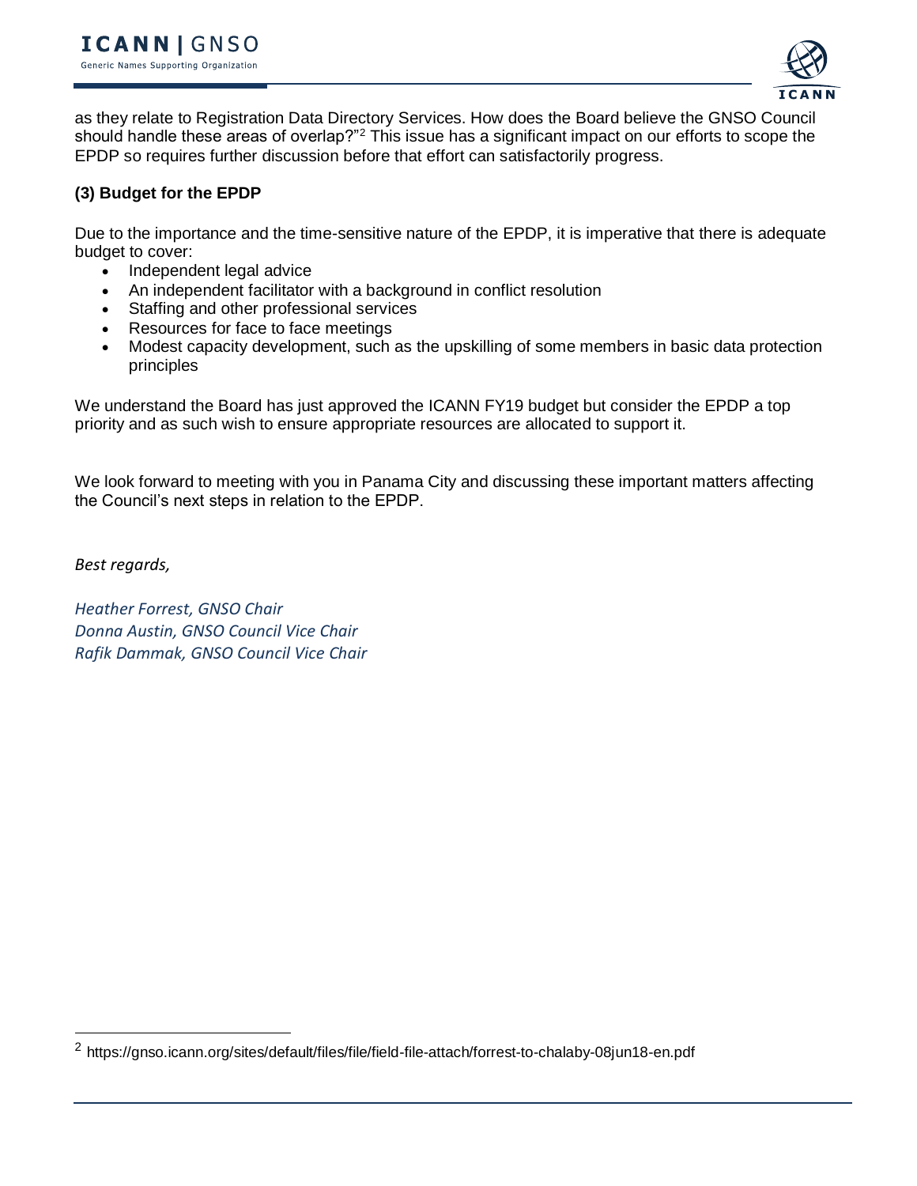as they relate to Registration Data Directory Services. How does the Board believe the GNSO Council should handle these areas of overlap?"[2] This issue has a significant impact on our efforts to scope the EPDP so requires further discussion before that effort can satisfactorily progress.

**(3) Budget for the EPDP**

Due to the importance and the time-sensitive nature of the EPDP, it is imperative that there is adequate budget to cover:

- Independent legal advice
- An independent facilitator with a background in conflict resolution
- Staffing and other professional services
- Resources for face to face meetings
- Modest capacity development, such as the upskilling of some members in basic data protection principles

We understand the Board has just approved the ICANN FY19 budget but consider the EPDP a top priority and as such wish to ensure appropriate resources are allocated to support it.

We look forward to meeting with you in Panama City and discussing these important matters affecting the Council's next steps in relation to the EPDP.

*Best regards,*

*Heather Forrest, GNSO Chair*
*Donna Austin, GNSO Council Vice Chair*
*Rafik Dammak, GNSO Council Vice Chair*

---

[2] https://gnso.icann.org/sites/default/files/file/field-file-attach/forrest-to-chalaby-08jun18-en.pdf